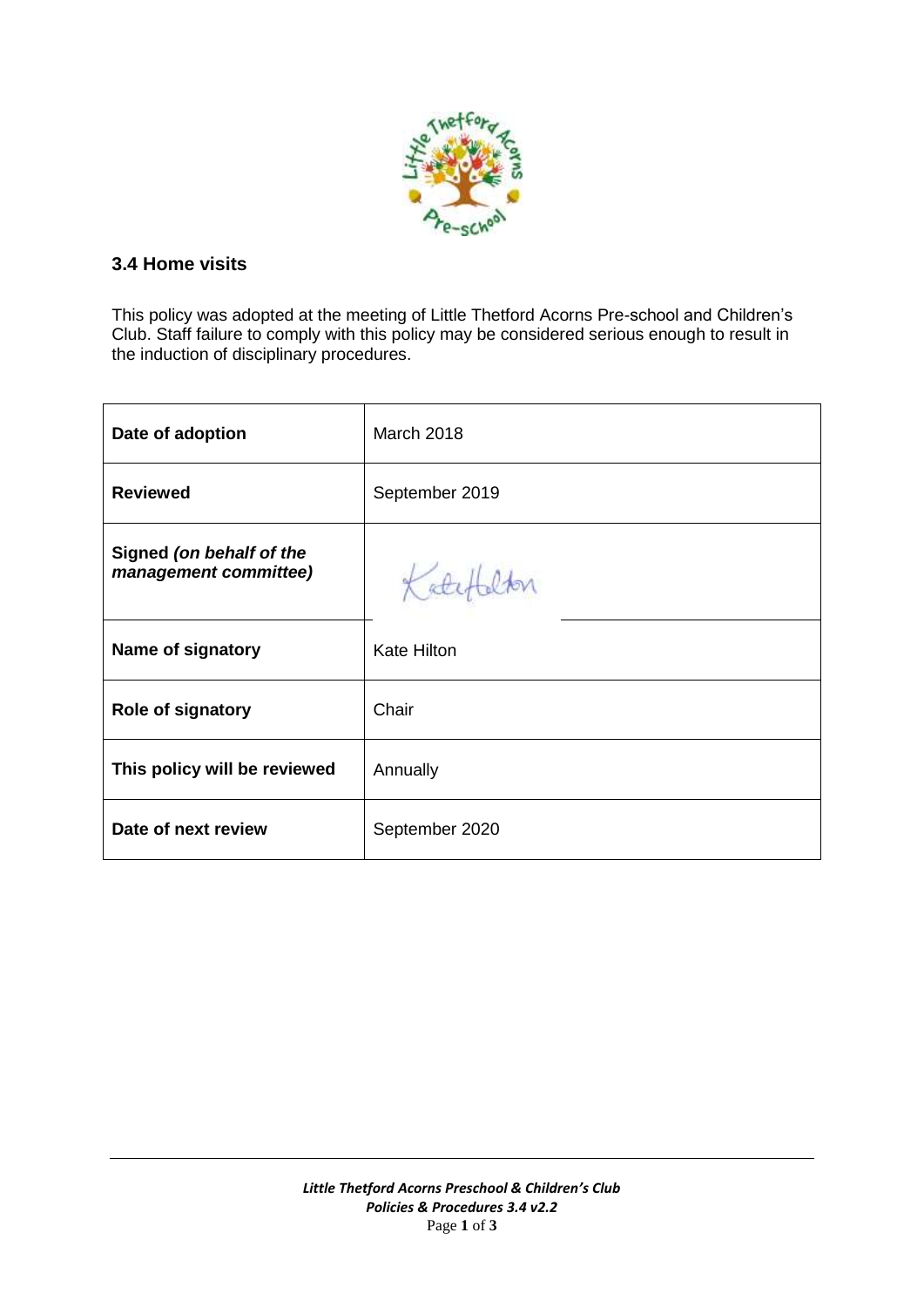## 3.4 Home visits

This policy was adopted at the meeting of Little Thetford Acorns Pre-school and Children's Club. Staff failure to comply with this policy may be considered serious enough to result in the induction of disciplinary procedures.

| | |
|---|---|
| **Date of adoption** | March 2018 |
| **Reviewed** | September 2019 |
| **Signed *(on behalf of the management committee)*** | Kate Hilton |
| **Name of signatory** | Kate Hilton |
| **Role of signatory** | Chair |
| **This policy will be reviewed** | Annually |
| **Date of next review** | September 2020 |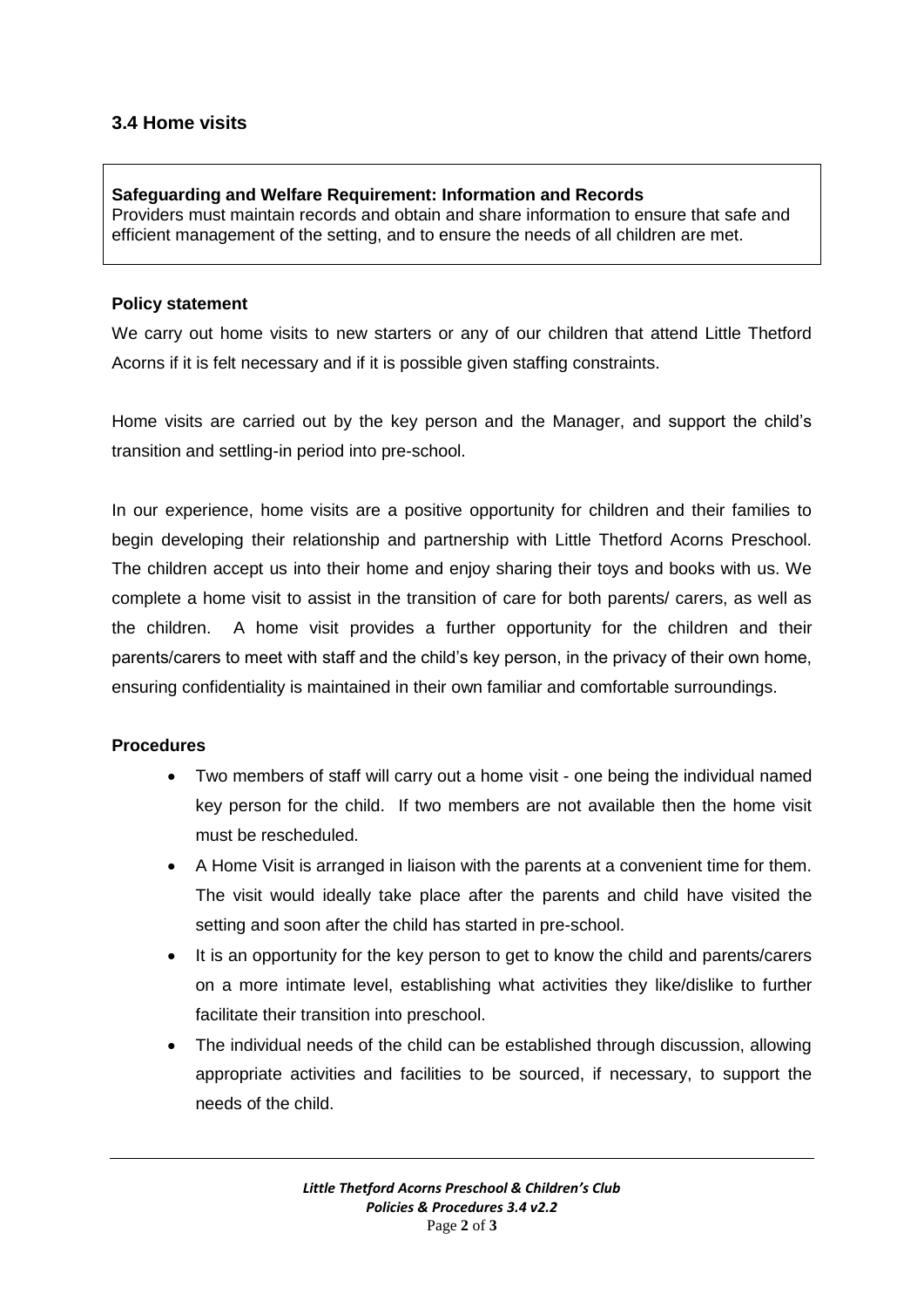## 3.4 Home visits

**Safeguarding and Welfare Requirement: Information and Records**
Providers must maintain records and obtain and share information to ensure that safe and efficient management of the setting, and to ensure the needs of all children are met.

**Policy statement**

We carry out home visits to new starters or any of our children that attend Little Thetford Acorns if it is felt necessary and if it is possible given staffing constraints.

Home visits are carried out by the key person and the Manager, and support the child's transition and settling-in period into pre-school.

In our experience, home visits are a positive opportunity for children and their families to begin developing their relationship and partnership with Little Thetford Acorns Preschool. The children accept us into their home and enjoy sharing their toys and books with us. We complete a home visit to assist in the transition of care for both parents/ carers, as well as the children. A home visit provides a further opportunity for the children and their parents/carers to meet with staff and the child's key person, in the privacy of their own home, ensuring confidentiality is maintained in their own familiar and comfortable surroundings.

**Procedures**

- Two members of staff will carry out a home visit - one being the individual named key person for the child. If two members are not available then the home visit must be rescheduled.
- A Home Visit is arranged in liaison with the parents at a convenient time for them. The visit would ideally take place after the parents and child have visited the setting and soon after the child has started in pre-school.
- It is an opportunity for the key person to get to know the child and parents/carers on a more intimate level, establishing what activities they like/dislike to further facilitate their transition into preschool.
- The individual needs of the child can be established through discussion, allowing appropriate activities and facilities to be sourced, if necessary, to support the needs of the child.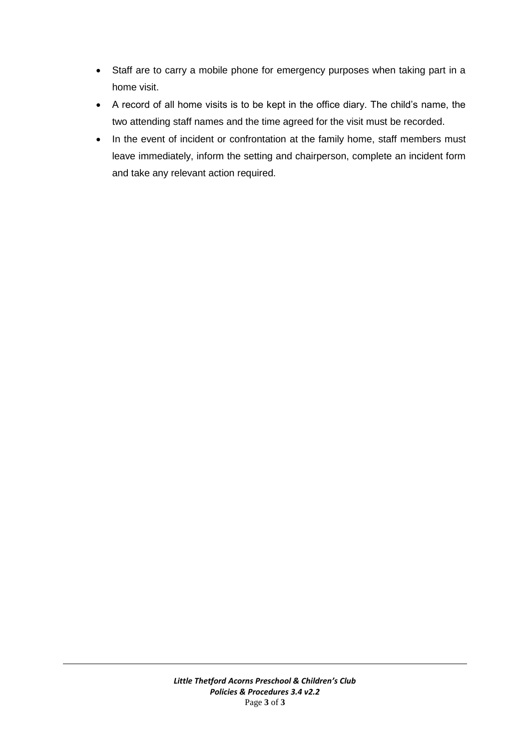- Staff are to carry a mobile phone for emergency purposes when taking part in a home visit.
- A record of all home visits is to be kept in the office diary. The child's name, the two attending staff names and the time agreed for the visit must be recorded.
- In the event of incident or confrontation at the family home, staff members must leave immediately, inform the setting and chairperson, complete an incident form and take any relevant action required.